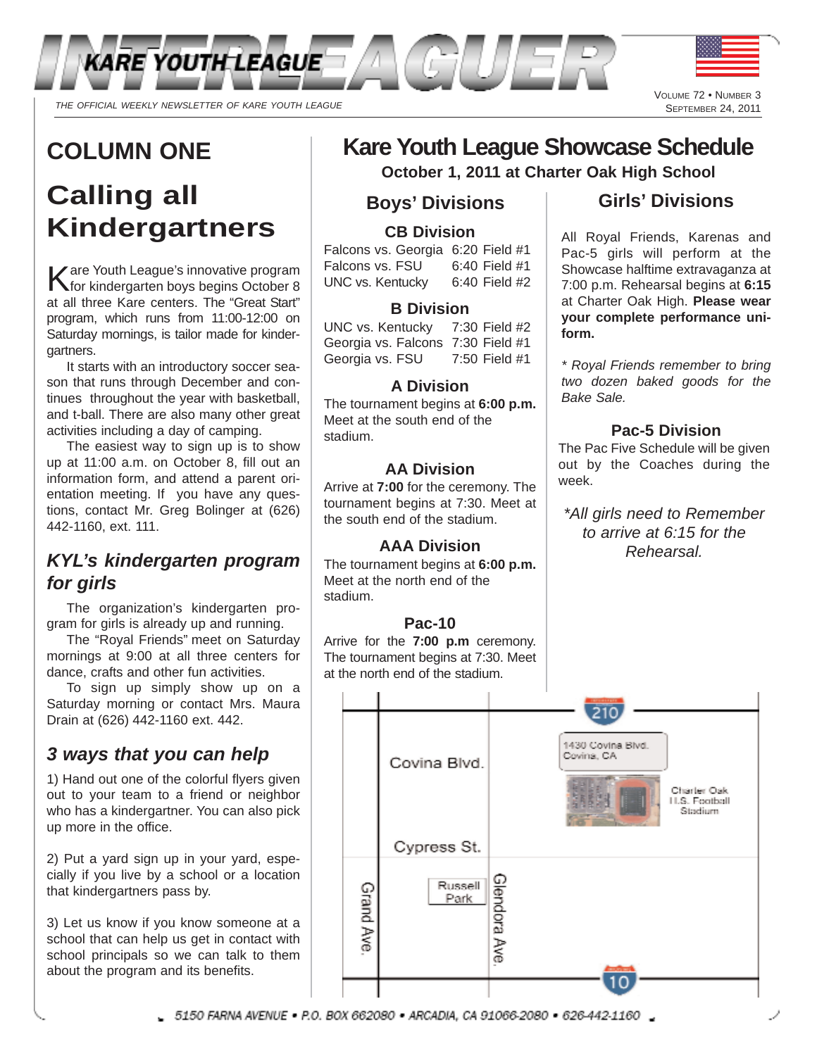# INTERLEAGUER

KARE YOUTH LEAGUE

*THE OFFICIAL WEEKLY NEWSLETTER OF KARE YOUTH LEAGUE*

VOLUME 72 • NUMBER 3
SEPTEMBER 24, 2011

## COLUMN ONE

# Calling all Kindergartners

Kare Youth League's innovative program for kindergarten boys begins October 8 at all three Kare centers. The "Great Start" program, which runs from 11:00-12:00 on Saturday mornings, is tailor made for kindergartners.

It starts with an introductory soccer season that runs through December and continues throughout the year with basketball, and t-ball. There are also many other great activities including a day of camping.

The easiest way to sign up is to show up at 11:00 a.m. on October 8, fill out an information form, and attend a parent orientation meeting. If you have any questions, contact Mr. Greg Bolinger at (626) 442-1160, ext. 111.

## *KYL's kindergarten program for girls*

The organization's kindergarten program for girls is already up and running.

The "Royal Friends" meet on Saturday mornings at 9:00 at all three centers for dance, crafts and other fun activities.

To sign up simply show up on a Saturday morning or contact Mrs. Maura Drain at (626) 442-1160 ext. 442.

## *3 ways that you can help*

1) Hand out one of the colorful flyers given out to your team to a friend or neighbor who has a kindergartner. You can also pick up more in the office.

2) Put a yard sign up in your yard, especially if you live by a school or a location that kindergartners pass by.

3) Let us know if you know someone at a school that can help us get in contact with school principals so we can talk to them about the program and its benefits.

# Kare Youth League Showcase Schedule

**October 1, 2011 at Charter Oak High School**

## Boys' Divisions

### CB Division

| Game | Time | Field |
|---|---|---|
| Falcons vs. Georgia | 6:20 | Field #1 |
| Falcons vs. FSU | 6:40 | Field #1 |
| UNC vs. Kentucky | 6:40 | Field #2 |

### B Division

| Game | Time | Field |
|---|---|---|
| UNC vs. Kentucky | 7:30 | Field #2 |
| Georgia vs. Falcons | 7:30 | Field #1 |
| Georgia vs. FSU | 7:50 | Field #1 |

### A Division

The tournament begins at **6:00 p.m.** Meet at the south end of the stadium.

### AA Division

Arrive at **7:00** for the ceremony. The tournament begins at 7:30. Meet at the south end of the stadium.

### AAA Division

The tournament begins at **6:00 p.m.** Meet at the north end of the stadium.

### Pac-10

Arrive for the **7:00 p.m** ceremony. The tournament begins at 7:30. Meet at the north end of the stadium.

## Girls' Divisions

All Royal Friends, Karenas and Pac-5 girls will perform at the Showcase halftime extravaganza at 7:00 p.m. Rehearsal begins at **6:15** at Charter Oak High. **Please wear your complete performance uniform.**

*\* Royal Friends remember to bring two dozen baked goods for the Bake Sale.*

### Pac-5 Division

The Pac Five Schedule will be given out by the Coaches during the week.

*\*All girls need to Remember to arrive at 6:15 for the Rehearsal.*

210

1430 Covina Blvd.
Covina, CA

Covina Blvd.

Charter Oak H.S. Football Stadium

Cypress St.

Russell Park

Grand Ave.

Glendora Ave.

10

5150 FARNA AVENUE • P.O. BOX 662080 • ARCADIA, CA 91066-2080 • 626-442-1160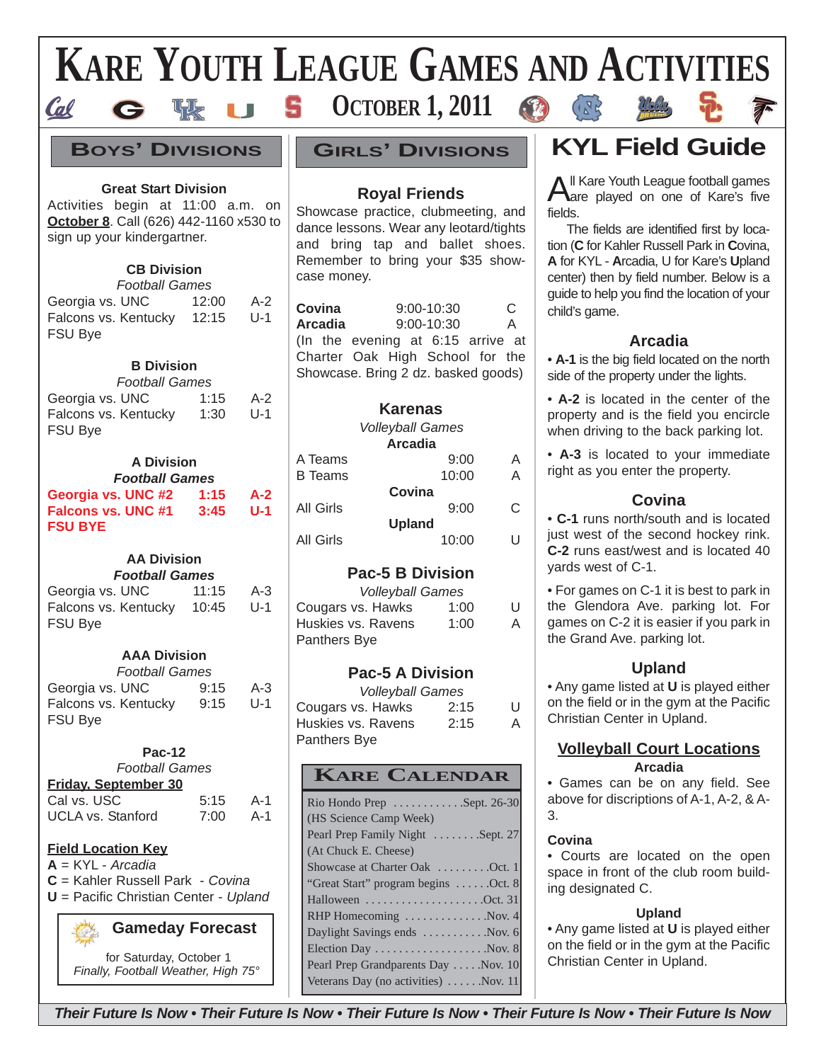# Kare Youth League Games and Activities

## October 1, 2011

## Boys' Divisions

**Great Start Division**

Activities begin at 11:00 a.m. on **October 8**. Call (626) 442-1160 x530 to sign up your kindergartner.

**CB Division**

*Football Games*

| | | |
|---|---|---|
| Georgia vs. UNC | 12:00 | A-2 |
| Falcons vs. Kentucky | 12:15 | U-1 |
| FSU Bye | | |

**B Division**

*Football Games*

| | | |
|---|---|---|
| Georgia vs. UNC | 1:15 | A-2 |
| Falcons vs. Kentucky | 1:30 | U-1 |
| FSU Bye | | |

**A Division**

***Football Games***

| | | |
|---|---|---|
| **Georgia vs. UNC #2** | **1:15** | **A-2** |
| **Falcons vs. UNC #1** | **3:45** | **U-1** |
| **FSU BYE** | | |

**AA Division**

***Football Games***

| | | |
|---|---|---|
| Georgia vs. UNC | 11:15 | A-3 |
| Falcons vs. Kentucky | 10:45 | U-1 |
| FSU Bye | | |

**AAA Division**

*Football Games*

| | | |
|---|---|---|
| Georgia vs. UNC | 9:15 | A-3 |
| Falcons vs. Kentucky | 9:15 | U-1 |
| FSU Bye | | |

**Pac-12**

*Football Games*

**Friday, September 30**

| | | |
|---|---|---|
| Cal vs. USC | 5:15 | A-1 |
| UCLA vs. Stanford | 7:00 | A-1 |

**Field Location Key**

**A** = KYL - *Arcadia*
**C** = Kahler Russell Park - *Covina*
**U** = Pacific Christian Center - *Upland*

**Gameday Forecast**

for Saturday, October 1
*Finally, Football Weather, High 75°*

## Girls' Divisions

**Royal Friends**

Showcase practice, clubmeeting, and dance lessons. Wear any leotard/tights and bring tap and ballet shoes. Remember to bring your $35 showcase money.

| | | |
|---|---|---|
| **Covina** | 9:00-10:30 | C |
| **Arcadia** | 9:00-10:30 | A |

(In the evening at 6:15 arrive at Charter Oak High School for the Showcase. Bring 2 dz. basked goods)

**Karenas**

*Volleyball Games*

| | | |
|---|---|---|
| **Arcadia** | | |
| A Teams | 9:00 | A |
| B Teams | 10:00 | A |
| **Covina** | | |
| All Girls | 9:00 | C |
| **Upland** | | |
| All Girls | 10:00 | U |

**Pac-5 B Division**

*Volleyball Games*

| | | |
|---|---|---|
| Cougars vs. Hawks | 1:00 | U |
| Huskies vs. Ravens | 1:00 | A |
| Panthers Bye | | |

**Pac-5 A Division**

*Volleyball Games*

| | | |
|---|---|---|
| Cougars vs. Hawks | 2:15 | U |
| Huskies vs. Ravens | 2:15 | A |
| Panthers Bye | | |

## Kare Calendar

| | |
|---|---|
| Rio Hondo Prep (HS Science Camp Week) | Sept. 26-30 |
| Pearl Prep Family Night (At Chuck E. Cheese) | Sept. 27 |
| Showcase at Charter Oak | Oct. 1 |
| "Great Start" program begins | Oct. 8 |
| Halloween | Oct. 31 |
| RHP Homecoming | Nov. 4 |
| Daylight Savings ends | Nov. 6 |
| Election Day | Nov. 8 |
| Pearl Prep Grandparents Day | Nov. 10 |
| Veterans Day (no activities) | Nov. 11 |

## KYL Field Guide

All Kare Youth League football games are played on one of Kare's five fields.

The fields are identified first by location (**C** for Kahler Russell Park in **C**ovina, **A** for KYL - **A**rcadia, U for Kare's **U**pland center) then by field number. Below is a guide to help you find the location of your child's game.

### Arcadia

- **A-1** is the big field located on the north side of the property under the lights.
- **A-2** is located in the center of the property and is the field you encircle when driving to the back parking lot.
- **A-3** is located to your immediate right as you enter the property.

### Covina

- **C-1** runs north/south and is located just west of the second hockey rink. **C-2** runs east/west and is located 40 yards west of C-1.
- For games on C-1 it is best to park in the Glendora Ave. parking lot. For games on C-2 it is easier if you park in the Grand Ave. parking lot.

### Upland

- Any game listed at **U** is played either on the field or in the gym at the Pacific Christian Center in Upland.

### Volleyball Court Locations

**Arcadia**

- Games can be on any field. See above for discriptions of A-1, A-2, & A-3.

**Covina**

- Courts are located on the open space in front of the club room building designated C.

**Upland**

- Any game listed at **U** is played either on the field or in the gym at the Pacific Christian Center in Upland.

*Their Future Is Now • Their Future Is Now • Their Future Is Now • Their Future Is Now • Their Future Is Now*